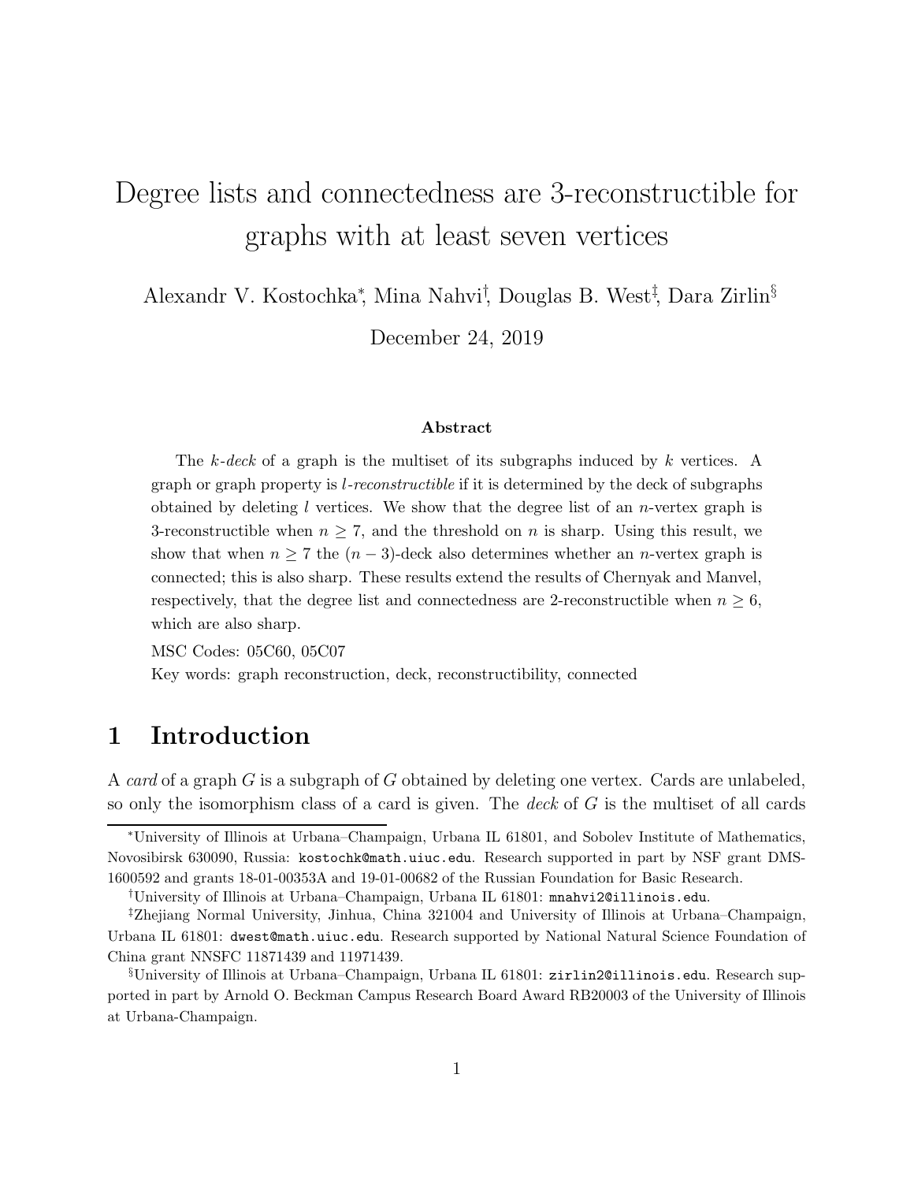# Degree lists and connectedness are 3-reconstructible for graphs with at least seven vertices

Alexandr V. Kostochka[*], Mina Nahvi[†], Douglas B. West[‡], Dara Zirlin[§]

December 24, 2019

### Abstract

The *k-deck* of a graph is the multiset of its subgraphs induced by $k$ vertices. A graph or graph property is *l-reconstructible* if it is determined by the deck of subgraphs obtained by deleting $l$ vertices. We show that the degree list of an $n$-vertex graph is 3-reconstructible when $n \geq 7$, and the threshold on $n$ is sharp. Using this result, we show that when $n \geq 7$ the $(n-3)$-deck also determines whether an $n$-vertex graph is connected; this is also sharp. These results extend the results of Chernyak and Manvel, respectively, that the degree list and connectedness are 2-reconstructible when $n \geq 6$, which are also sharp.

MSC Codes: 05C60, 05C07

Key words: graph reconstruction, deck, reconstructibility, connected

## 1 Introduction

A *card* of a graph $G$ is a subgraph of $G$ obtained by deleting one vertex. Cards are unlabeled, so only the isomorphism class of a card is given. The *deck* of $G$ is the multiset of all cards

[*]University of Illinois at Urbana–Champaign, Urbana IL 61801, and Sobolev Institute of Mathematics, Novosibirsk 630090, Russia: kostochk@math.uiuc.edu. Research supported in part by NSF grant DMS-1600592 and grants 18-01-00353A and 19-01-00682 of the Russian Foundation for Basic Research.

[†]University of Illinois at Urbana–Champaign, Urbana IL 61801: mnahvi2@illinois.edu.

[‡]Zhejiang Normal University, Jinhua, China 321004 and University of Illinois at Urbana–Champaign, Urbana IL 61801: dwest@math.uiuc.edu. Research supported by National Natural Science Foundation of China grant NNSFC 11871439 and 11971439.

[§]University of Illinois at Urbana–Champaign, Urbana IL 61801: zirlin2@illinois.edu. Research supported in part by Arnold O. Beckman Campus Research Board Award RB20003 of the University of Illinois at Urbana-Champaign.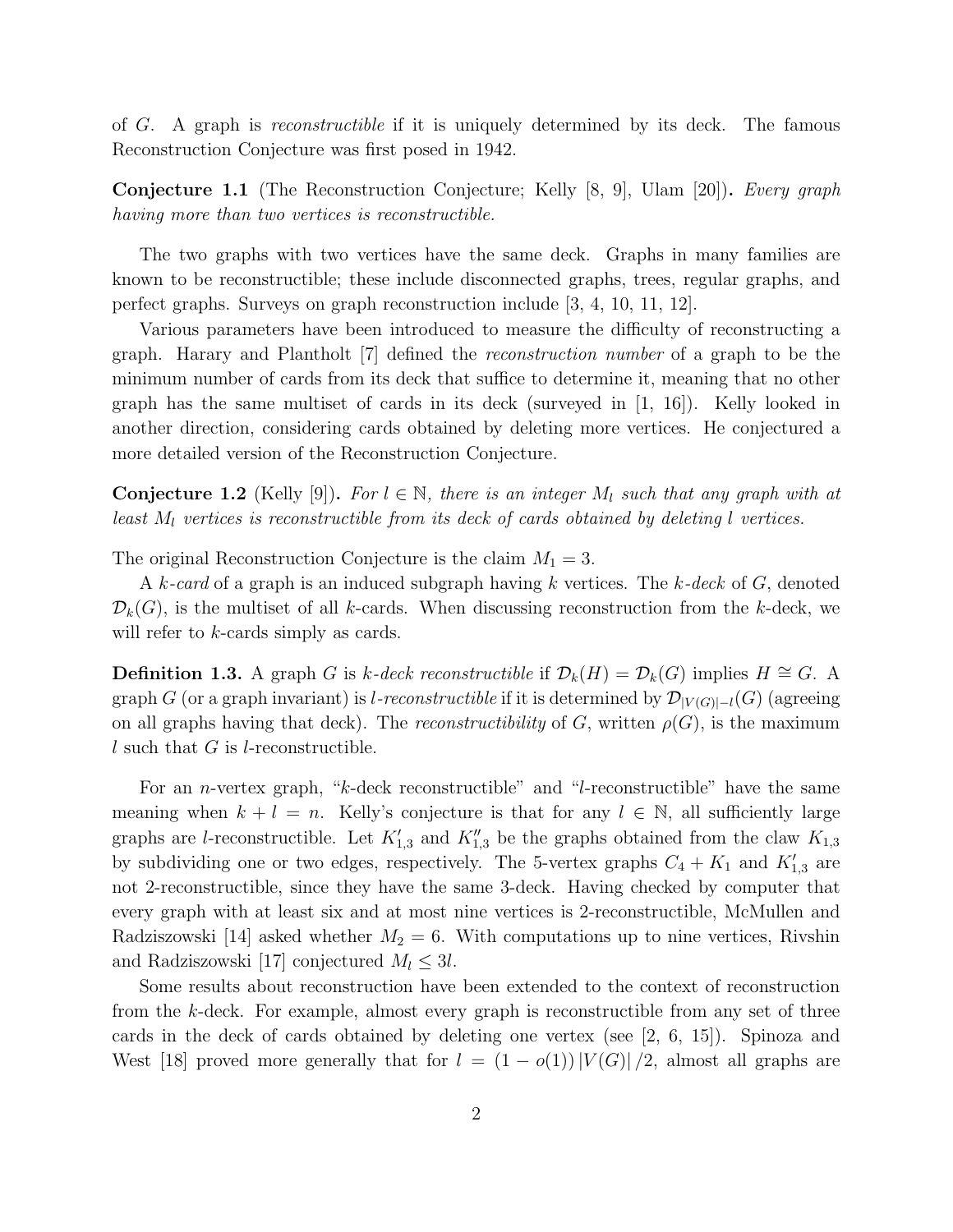of $G$. A graph is *reconstructible* if it is uniquely determined by its deck. The famous Reconstruction Conjecture was first posed in 1942.

**Conjecture 1.1** (The Reconstruction Conjecture; Kelly [8, 9], Ulam [20])**.** *Every graph having more than two vertices is reconstructible.*

The two graphs with two vertices have the same deck. Graphs in many families are known to be reconstructible; these include disconnected graphs, trees, regular graphs, and perfect graphs. Surveys on graph reconstruction include [3, 4, 10, 11, 12].

Various parameters have been introduced to measure the difficulty of reconstructing a graph. Harary and Plantholt [7] defined the *reconstruction number* of a graph to be the minimum number of cards from its deck that suffice to determine it, meaning that no other graph has the same multiset of cards in its deck (surveyed in [1, 16]). Kelly looked in another direction, considering cards obtained by deleting more vertices. He conjectured a more detailed version of the Reconstruction Conjecture.

**Conjecture 1.2** (Kelly [9])**.** *For $l \in \mathbb{N}$, there is an integer $M_l$ such that any graph with at least $M_l$ vertices is reconstructible from its deck of cards obtained by deleting $l$ vertices.*

The original Reconstruction Conjecture is the claim $M_1 = 3$.

A *$k$-card* of a graph is an induced subgraph having $k$ vertices. The *$k$-deck* of $G$, denoted $\mathcal{D}_k(G)$, is the multiset of all $k$-cards. When discussing reconstruction from the $k$-deck, we will refer to $k$-cards simply as cards.

**Definition 1.3.** A graph $G$ is *$k$-deck reconstructible* if $\mathcal{D}_k(H) = \mathcal{D}_k(G)$ implies $H \cong G$. A graph $G$ (or a graph invariant) is *$l$-reconstructible* if it is determined by $\mathcal{D}_{|V(G)|-l}(G)$ (agreeing on all graphs having that deck). The *reconstructibility* of $G$, written $\rho(G)$, is the maximum $l$ such that $G$ is $l$-reconstructible.

For an $n$-vertex graph, "$k$-deck reconstructible" and "$l$-reconstructible" have the same meaning when $k + l = n$. Kelly's conjecture is that for any $l \in \mathbb{N}$, all sufficiently large graphs are $l$-reconstructible. Let $K'_{1,3}$ and $K''_{1,3}$ be the graphs obtained from the claw $K_{1,3}$ by subdividing one or two edges, respectively. The 5-vertex graphs $C_4 + K_1$ and $K'_{1,3}$ are not 2-reconstructible, since they have the same 3-deck. Having checked by computer that every graph with at least six and at most nine vertices is 2-reconstructible, McMullen and Radziszowski [14] asked whether $M_2 = 6$. With computations up to nine vertices, Rivshin and Radziszowski [17] conjectured $M_l \leq 3l$.

Some results about reconstruction have been extended to the context of reconstruction from the $k$-deck. For example, almost every graph is reconstructible from any set of three cards in the deck of cards obtained by deleting one vertex (see [2, 6, 15]). Spinoza and West [18] proved more generally that for $l = (1 - o(1)) |V(G)| /2$, almost all graphs are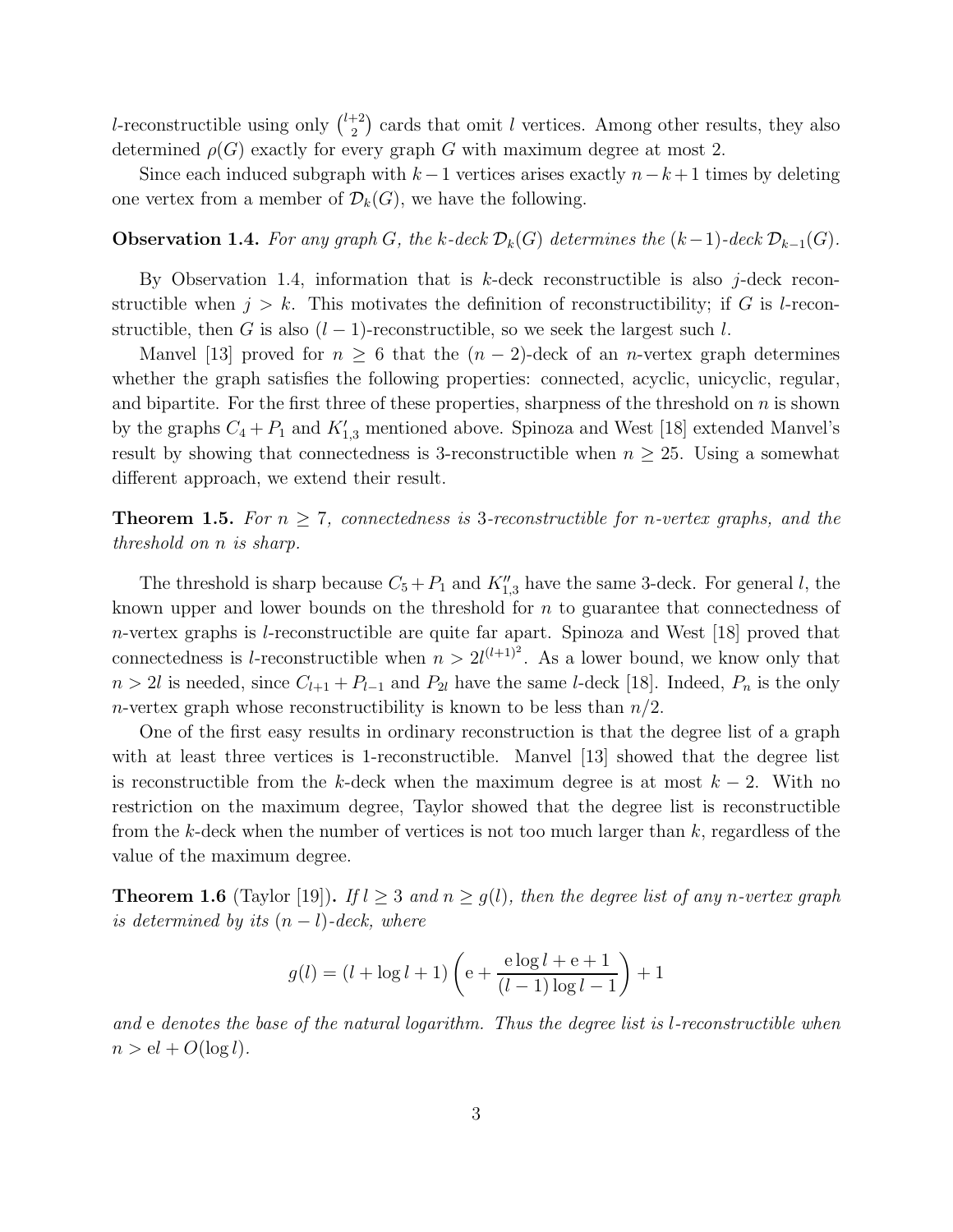$l$-reconstructible using only $\binom{l+2}{2}$ cards that omit $l$ vertices. Among other results, they also determined $\rho(G)$ exactly for every graph $G$ with maximum degree at most 2.

Since each induced subgraph with $k-1$ vertices arises exactly $n-k+1$ times by deleting one vertex from a member of $\mathcal{D}_k(G)$, we have the following.

**Observation 1.4.** *For any graph $G$, the $k$-deck $\mathcal{D}_k(G)$ determines the $(k-1)$-deck $\mathcal{D}_{k-1}(G)$.*

By Observation 1.4, information that is $k$-deck reconstructible is also $j$-deck reconstructible when $j > k$. This motivates the definition of reconstructibility; if $G$ is $l$-reconstructible, then $G$ is also $(l-1)$-reconstructible, so we seek the largest such $l$.

Manvel [13] proved for $n \geq 6$ that the $(n-2)$-deck of an $n$-vertex graph determines whether the graph satisfies the following properties: connected, acyclic, unicyclic, regular, and bipartite. For the first three of these properties, sharpness of the threshold on $n$ is shown by the graphs $C_4 + P_1$ and $K'_{1,3}$ mentioned above. Spinoza and West [18] extended Manvel's result by showing that connectedness is 3-reconstructible when $n \geq 25$. Using a somewhat different approach, we extend their result.

**Theorem 1.5.** *For $n \geq 7$, connectedness is 3-reconstructible for $n$-vertex graphs, and the threshold on $n$ is sharp.*

The threshold is sharp because $C_5 + P_1$ and $K''_{1,3}$ have the same 3-deck. For general $l$, the known upper and lower bounds on the threshold for $n$ to guarantee that connectedness of $n$-vertex graphs is $l$-reconstructible are quite far apart. Spinoza and West [18] proved that connectedness is $l$-reconstructible when $n > 2l^{(l+1)^2}$. As a lower bound, we know only that $n > 2l$ is needed, since $C_{l+1} + P_{l-1}$ and $P_{2l}$ have the same $l$-deck [18]. Indeed, $P_n$ is the only $n$-vertex graph whose reconstructibility is known to be less than $n/2$.

One of the first easy results in ordinary reconstruction is that the degree list of a graph with at least three vertices is 1-reconstructible. Manvel [13] showed that the degree list is reconstructible from the $k$-deck when the maximum degree is at most $k-2$. With no restriction on the maximum degree, Taylor showed that the degree list is reconstructible from the $k$-deck when the number of vertices is not too much larger than $k$, regardless of the value of the maximum degree.

**Theorem 1.6** (Taylor [19]). *If $l \geq 3$ and $n \geq g(l)$, then the degree list of any $n$-vertex graph is determined by its $(n-l)$-deck, where*

$$g(l) = (l + \log l + 1)\left(\mathrm{e} + \frac{\mathrm{e}\log l + \mathrm{e} + 1}{(l-1)\log l - 1}\right) + 1$$

*and* e *denotes the base of the natural logarithm. Thus the degree list is $l$-reconstructible when $n > \mathrm{e}l + O(\log l)$.*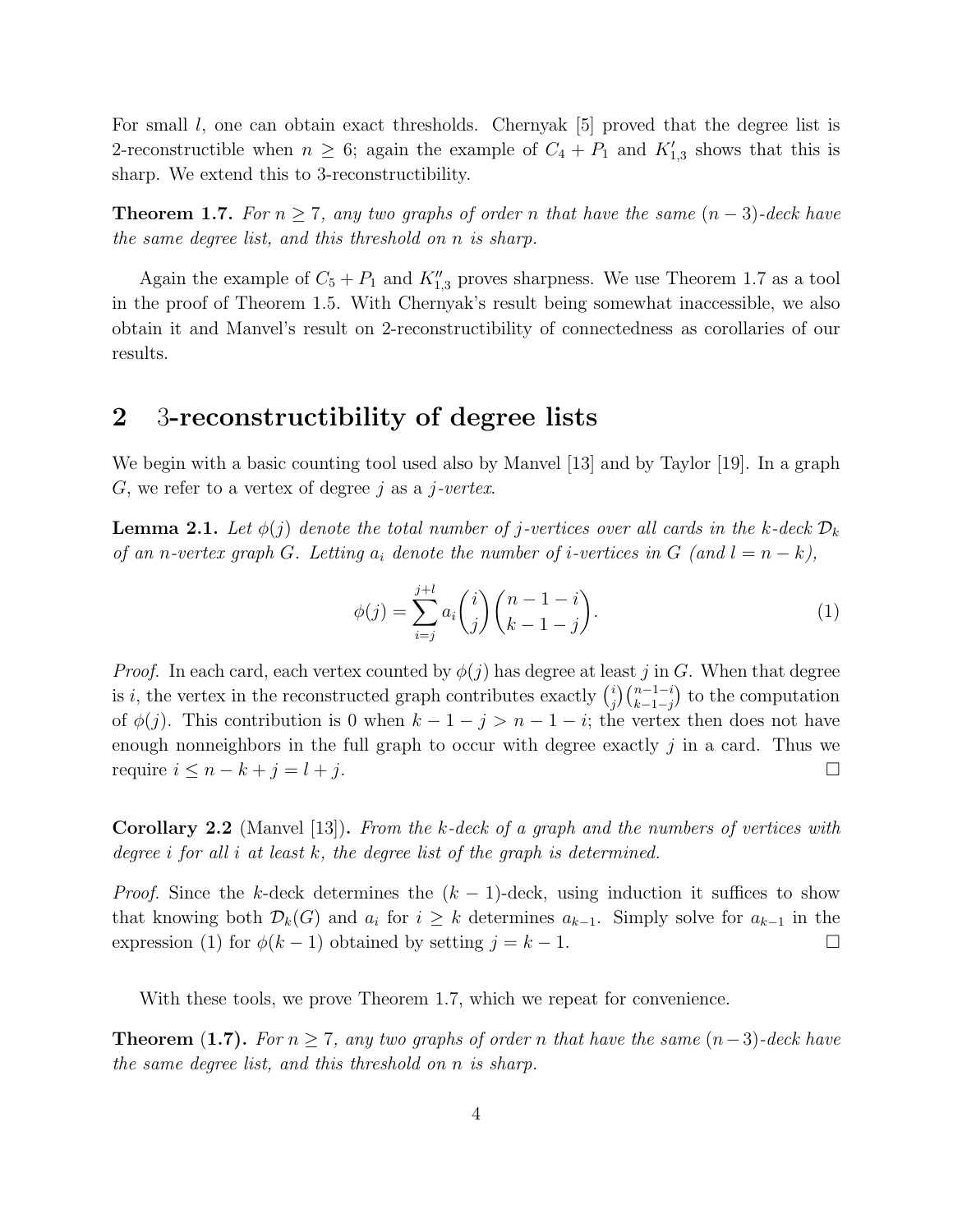For small $l$, one can obtain exact thresholds. Chernyak [5] proved that the degree list is 2-reconstructible when $n \geq 6$; again the example of $C_4 + P_1$ and $K'_{1,3}$ shows that this is sharp. We extend this to 3-reconstructibility.

**Theorem 1.7.** *For $n \geq 7$, any two graphs of order $n$ that have the same $(n-3)$-deck have the same degree list, and this threshold on $n$ is sharp.*

Again the example of $C_5 + P_1$ and $K''_{1,3}$ proves sharpness. We use Theorem 1.7 as a tool in the proof of Theorem 1.5. With Chernyak's result being somewhat inaccessible, we also obtain it and Manvel's result on 2-reconstructibility of connectedness as corollaries of our results.

## 2 3-reconstructibility of degree lists

We begin with a basic counting tool used also by Manvel [13] and by Taylor [19]. In a graph $G$, we refer to a vertex of degree $j$ as a *$j$-vertex*.

**Lemma 2.1.** *Let $\phi(j)$ denote the total number of $j$-vertices over all cards in the $k$-deck $\mathcal{D}_k$ of an $n$-vertex graph $G$. Letting $a_i$ denote the number of $i$-vertices in $G$ (and $l = n - k$),*

$$\phi(j) = \sum_{i=j}^{j+l} a_i \binom{i}{j} \binom{n-1-i}{k-1-j}. \tag{1}$$

*Proof.* In each card, each vertex counted by $\phi(j)$ has degree at least $j$ in $G$. When that degree is $i$, the vertex in the reconstructed graph contributes exactly $\binom{i}{j}\binom{n-1-i}{k-1-j}$ to the computation of $\phi(j)$. This contribution is 0 when $k-1-j > n-1-i$; the vertex then does not have enough nonneighbors in the full graph to occur with degree exactly $j$ in a card. Thus we require $i \leq n-k+j = l+j$. □

**Corollary 2.2** (Manvel [13])**.** *From the $k$-deck of a graph and the numbers of vertices with degree $i$ for all $i$ at least $k$, the degree list of the graph is determined.*

*Proof.* Since the $k$-deck determines the $(k-1)$-deck, using induction it suffices to show that knowing both $\mathcal{D}_k(G)$ and $a_i$ for $i \geq k$ determines $a_{k-1}$. Simply solve for $a_{k-1}$ in the expression (1) for $\phi(k-1)$ obtained by setting $j = k-1$. □

With these tools, we prove Theorem 1.7, which we repeat for convenience.

**Theorem (1.7).** *For $n \geq 7$, any two graphs of order $n$ that have the same $(n-3)$-deck have the same degree list, and this threshold on $n$ is sharp.*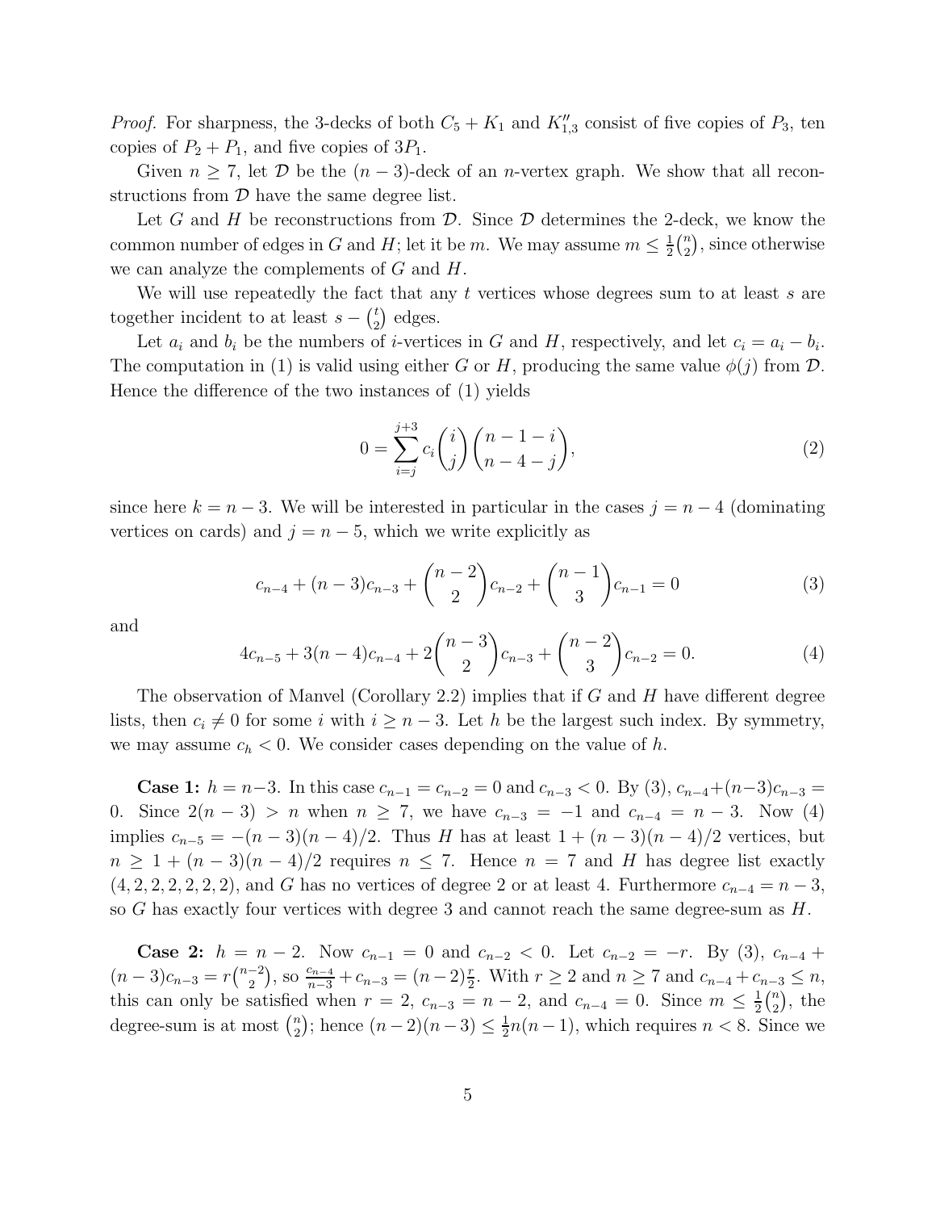*Proof.* For sharpness, the 3-decks of both $C_5 + K_1$ and $K''_{1,3}$ consist of five copies of $P_3$, ten copies of $P_2 + P_1$, and five copies of $3P_1$.

Given $n \geq 7$, let $\mathcal{D}$ be the $(n-3)$-deck of an $n$-vertex graph. We show that all reconstructions from $\mathcal{D}$ have the same degree list.

Let $G$ and $H$ be reconstructions from $\mathcal{D}$. Since $\mathcal{D}$ determines the 2-deck, we know the common number of edges in $G$ and $H$; let it be $m$. We may assume $m \leq \frac{1}{2}\binom{n}{2}$, since otherwise we can analyze the complements of $G$ and $H$.

We will use repeatedly the fact that any $t$ vertices whose degrees sum to at least $s$ are together incident to at least $s - \binom{t}{2}$ edges.

Let $a_i$ and $b_i$ be the numbers of $i$-vertices in $G$ and $H$, respectively, and let $c_i = a_i - b_i$. The computation in (1) is valid using either $G$ or $H$, producing the same value $\phi(j)$ from $\mathcal{D}$. Hence the difference of the two instances of (1) yields

$$0 = \sum_{i=j}^{j+3} c_i \binom{i}{j}\binom{n-1-i}{n-4-j}, \tag{2}$$

since here $k = n-3$. We will be interested in particular in the cases $j = n-4$ (dominating vertices on cards) and $j = n-5$, which we write explicitly as

$$c_{n-4} + (n-3)c_{n-3} + \binom{n-2}{2}c_{n-2} + \binom{n-1}{3}c_{n-1} = 0 \tag{3}$$

and

$$4c_{n-5} + 3(n-4)c_{n-4} + 2\binom{n-3}{2}c_{n-3} + \binom{n-2}{3}c_{n-2} = 0. \tag{4}$$

The observation of Manvel (Corollary 2.2) implies that if $G$ and $H$ have different degree lists, then $c_i \neq 0$ for some $i$ with $i \geq n-3$. Let $h$ be the largest such index. By symmetry, we may assume $c_h < 0$. We consider cases depending on the value of $h$.

**Case 1:** $h = n-3$. In this case $c_{n-1} = c_{n-2} = 0$ and $c_{n-3} < 0$. By (3), $c_{n-4} + (n-3)c_{n-3} = 0$. Since $2(n-3) > n$ when $n \geq 7$, we have $c_{n-3} = -1$ and $c_{n-4} = n-3$. Now (4) implies $c_{n-5} = -(n-3)(n-4)/2$. Thus $H$ has at least $1 + (n-3)(n-4)/2$ vertices, but $n \geq 1 + (n-3)(n-4)/2$ requires $n \leq 7$. Hence $n = 7$ and $H$ has degree list exactly $(4, 2, 2, 2, 2, 2, 2)$, and $G$ has no vertices of degree 2 or at least 4. Furthermore $c_{n-4} = n-3$, so $G$ has exactly four vertices with degree 3 and cannot reach the same degree-sum as $H$.

**Case 2:** $h = n-2$. Now $c_{n-1} = 0$ and $c_{n-2} < 0$. Let $c_{n-2} = -r$. By (3), $c_{n-4} + (n-3)c_{n-3} = r\binom{n-2}{2}$, so $\frac{c_{n-4}}{n-3} + c_{n-3} = (n-2)\frac{r}{2}$. With $r \geq 2$ and $n \geq 7$ and $c_{n-4} + c_{n-3} \leq n$, this can only be satisfied when $r = 2$, $c_{n-3} = n-2$, and $c_{n-4} = 0$. Since $m \leq \frac{1}{2}\binom{n}{2}$, the degree-sum is at most $\binom{n}{2}$; hence $(n-2)(n-3) \leq \frac{1}{2}n(n-1)$, which requires $n < 8$. Since we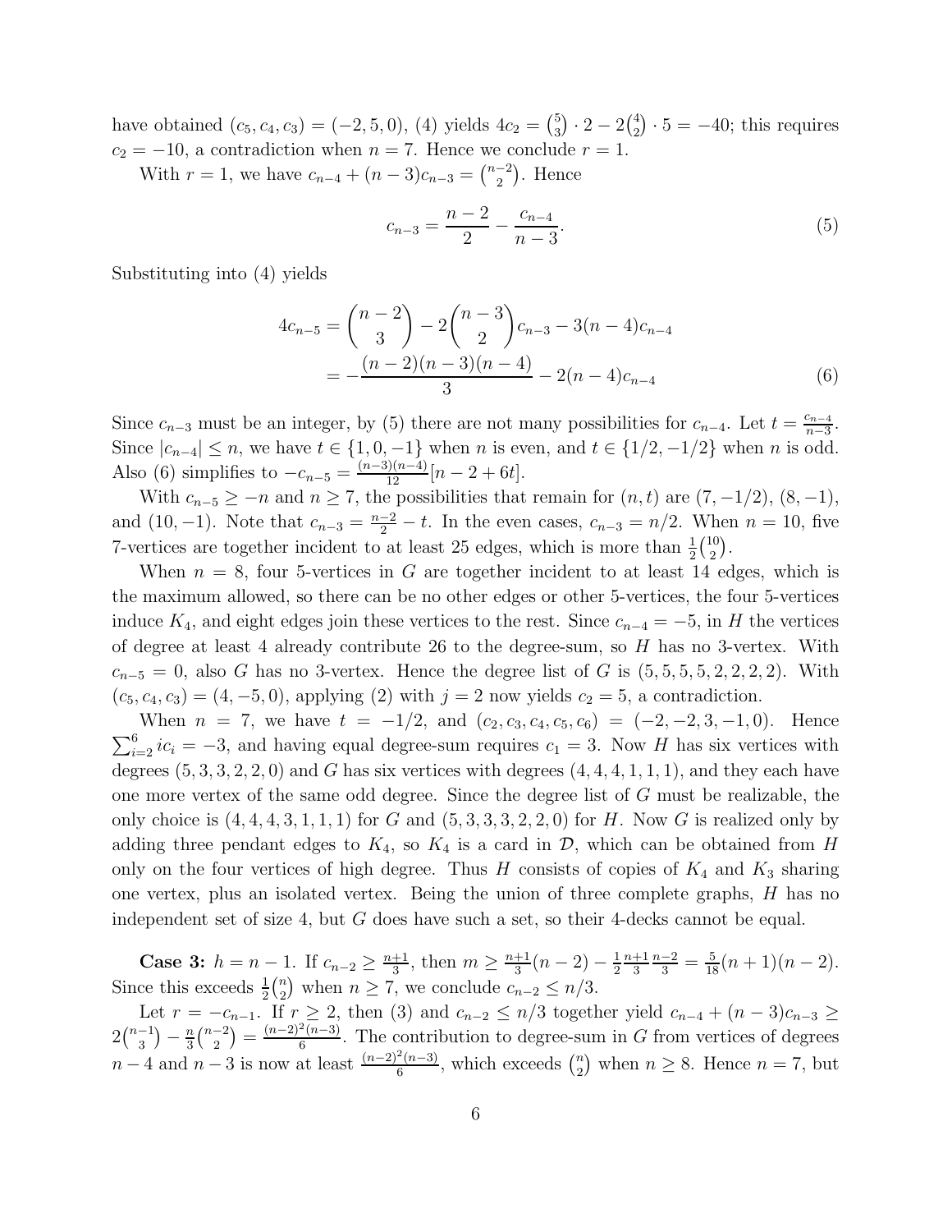have obtained $(c_5, c_4, c_3) = (-2, 5, 0)$, (4) yields $4c_2 = \binom{5}{3} \cdot 2 - 2\binom{4}{2} \cdot 5 = -40$; this requires $c_2 = -10$, a contradiction when $n = 7$. Hence we conclude $r = 1$.

With $r = 1$, we have $c_{n-4} + (n-3)c_{n-3} = \binom{n-2}{2}$. Hence

$$c_{n-3} = \frac{n-2}{2} - \frac{c_{n-4}}{n-3}. \tag{5}$$

Substituting into (4) yields

$$\begin{aligned} 4c_{n-5} &= \binom{n-2}{3} - 2\binom{n-3}{2}c_{n-3} - 3(n-4)c_{n-4} \\ &= -\frac{(n-2)(n-3)(n-4)}{3} - 2(n-4)c_{n-4} \end{aligned} \tag{6}$$

Since $c_{n-3}$ must be an integer, by (5) there are not many possibilities for $c_{n-4}$. Let $t = \frac{c_{n-4}}{n-3}$. Since $|c_{n-4}| \le n$, we have $t \in \{1, 0, -1\}$ when $n$ is even, and $t \in \{1/2, -1/2\}$ when $n$ is odd. Also (6) simplifies to $-c_{n-5} = \frac{(n-3)(n-4)}{12}[n - 2 + 6t]$.

With $c_{n-5} \ge -n$ and $n \ge 7$, the possibilities that remain for $(n, t)$ are $(7, -1/2)$, $(8, -1)$, and $(10, -1)$. Note that $c_{n-3} = \frac{n-2}{2} - t$. In the even cases, $c_{n-3} = n/2$. When $n = 10$, five 7-vertices are together incident to at least 25 edges, which is more than $\frac{1}{2}\binom{10}{2}$.

When $n = 8$, four 5-vertices in $G$ are together incident to at least 14 edges, which is the maximum allowed, so there can be no other edges or other 5-vertices, the four 5-vertices induce $K_4$, and eight edges join these vertices to the rest. Since $c_{n-4} = -5$, in $H$ the vertices of degree at least 4 already contribute 26 to the degree-sum, so $H$ has no 3-vertex. With $c_{n-5} = 0$, also $G$ has no 3-vertex. Hence the degree list of $G$ is $(5, 5, 5, 5, 2, 2, 2, 2)$. With $(c_5, c_4, c_3) = (4, -5, 0)$, applying (2) with $j = 2$ now yields $c_2 = 5$, a contradiction.

When $n = 7$, we have $t = -1/2$, and $(c_2, c_3, c_4, c_5, c_6) = (-2, -2, 3, -1, 0)$. Hence $\sum_{i=2}^{6} ic_i = -3$, and having equal degree-sum requires $c_1 = 3$. Now $H$ has six vertices with degrees $(5, 3, 3, 2, 2, 0)$ and $G$ has six vertices with degrees $(4, 4, 4, 1, 1, 1)$, and they each have one more vertex of the same odd degree. Since the degree list of $G$ must be realizable, the only choice is $(4, 4, 4, 3, 1, 1, 1)$ for $G$ and $(5, 3, 3, 3, 2, 2, 0)$ for $H$. Now $G$ is realized only by adding three pendant edges to $K_4$, so $K_4$ is a card in $\mathcal{D}$, which can be obtained from $H$ only on the four vertices of high degree. Thus $H$ consists of copies of $K_4$ and $K_3$ sharing one vertex, plus an isolated vertex. Being the union of three complete graphs, $H$ has no independent set of size 4, but $G$ does have such a set, so their 4-decks cannot be equal.

**Case 3:** $h = n - 1$. If $c_{n-2} \ge \frac{n+1}{3}$, then $m \ge \frac{n+1}{3}(n-2) - \frac{1}{2}\frac{n+1}{3}\frac{n-2}{3} = \frac{5}{18}(n+1)(n-2)$. Since this exceeds $\frac{1}{2}\binom{n}{2}$ when $n \ge 7$, we conclude $c_{n-2} \le n/3$.

Let $r = -c_{n-1}$. If $r \ge 2$, then (3) and $c_{n-2} \le n/3$ together yield $c_{n-4} + (n-3)c_{n-3} \ge 2\binom{n-1}{3} - \frac{n}{3}\binom{n-2}{2} = \frac{(n-2)^2(n-3)}{6}$. The contribution to degree-sum in $G$ from vertices of degrees $n-4$ and $n-3$ is now at least $\frac{(n-2)^2(n-3)}{6}$, which exceeds $\binom{n}{2}$ when $n \ge 8$. Hence $n = 7$, but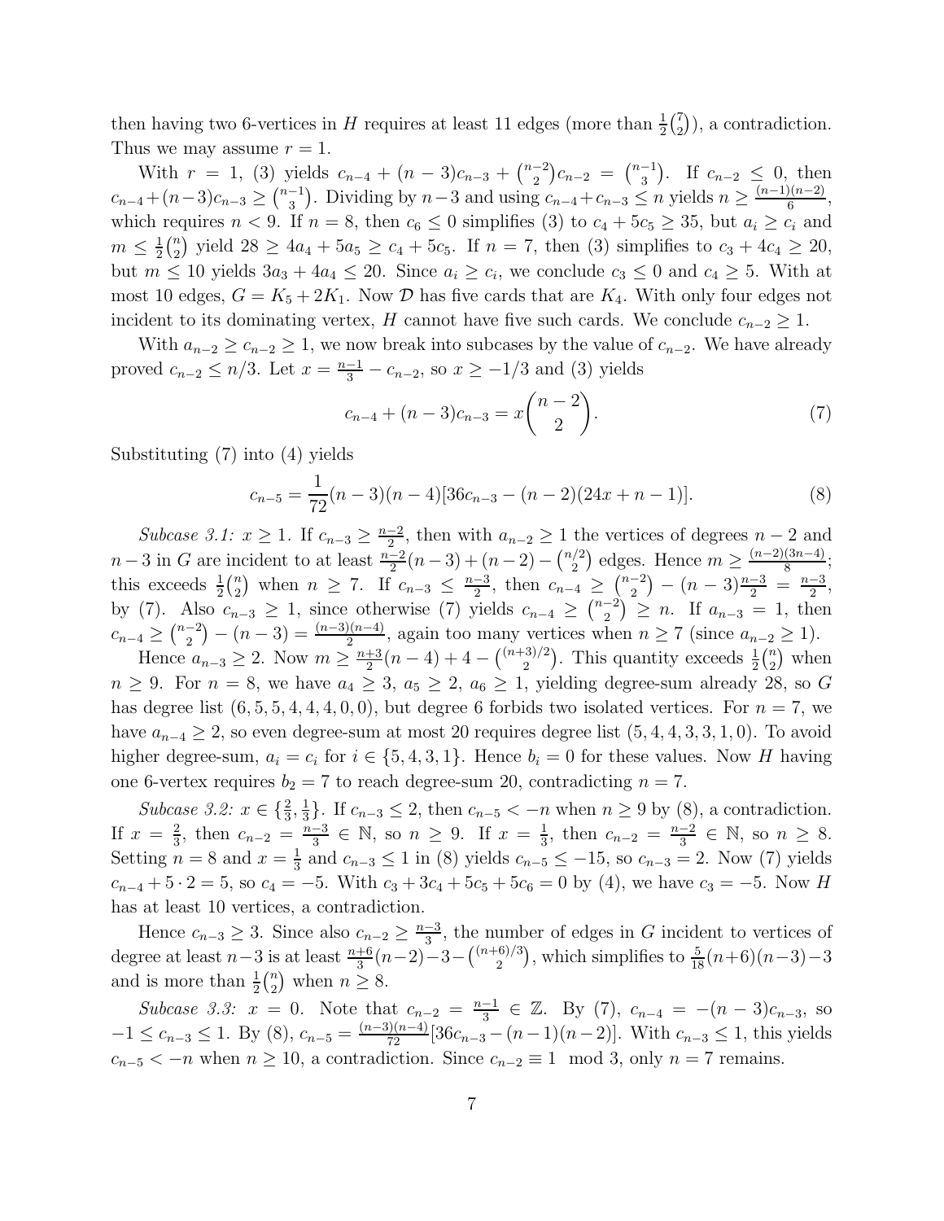then having two 6-vertices in $H$ requires at least 11 edges (more than $\frac{1}{2}\binom{7}{2}$), a contradiction. Thus we may assume $r = 1$.

With $r = 1$, (3) yields $c_{n-4} + (n-3)c_{n-3} + \binom{n-2}{2}c_{n-2} = \binom{n-1}{3}$. If $c_{n-2} \le 0$, then $c_{n-4} + (n-3)c_{n-3} \ge \binom{n-1}{3}$. Dividing by $n-3$ and using $c_{n-4} + c_{n-3} \le n$ yields $n \ge \frac{(n-1)(n-2)}{6}$, which requires $n < 9$. If $n = 8$, then $c_6 \le 0$ simplifies (3) to $c_4 + 5c_5 \ge 35$, but $a_i \ge c_i$ and $m \le \frac{1}{2}\binom{n}{2}$ yield $28 \ge 4a_4 + 5a_5 \ge c_4 + 5c_5$. If $n = 7$, then (3) simplifies to $c_3 + 4c_4 \ge 20$, but $m \le 10$ yields $3a_3 + 4a_4 \le 20$. Since $a_i \ge c_i$, we conclude $c_3 \le 0$ and $c_4 \ge 5$. With at most 10 edges, $G = K_5 + 2K_1$. Now $\mathcal{D}$ has five cards that are $K_4$. With only four edges not incident to its dominating vertex, $H$ cannot have five such cards. We conclude $c_{n-2} \ge 1$.

With $a_{n-2} \ge c_{n-2} \ge 1$, we now break into subcases by the value of $c_{n-2}$. We have already proved $c_{n-2} \le n/3$. Let $x = \frac{n-1}{3} - c_{n-2}$, so $x \ge -1/3$ and (3) yields

$$c_{n-4} + (n-3)c_{n-3} = x\binom{n-2}{2}. \tag{7}$$

Substituting (7) into (4) yields

$$c_{n-5} = \frac{1}{72}(n-3)(n-4)[36c_{n-3} - (n-2)(24x + n - 1)]. \tag{8}$$

*Subcase 3.1:* $x \ge 1$. If $c_{n-3} \ge \frac{n-2}{2}$, then with $a_{n-2} \ge 1$ the vertices of degrees $n-2$ and $n-3$ in $G$ are incident to at least $\frac{n-2}{2}(n-3) + (n-2) - \binom{n/2}{2}$ edges. Hence $m \ge \frac{(n-2)(3n-4)}{8}$; this exceeds $\frac{1}{2}\binom{n}{2}$ when $n \ge 7$. If $c_{n-3} \le \frac{n-3}{2}$, then $c_{n-4} \ge \binom{n-2}{2} - (n-3)\frac{n-3}{2} = \frac{n-3}{2}$, by (7). Also $c_{n-3} \ge 1$, since otherwise (7) yields $c_{n-4} \ge \binom{n-2}{2} \ge n$. If $a_{n-3} = 1$, then $c_{n-4} \ge \binom{n-2}{2} - (n-3) = \frac{(n-3)(n-4)}{2}$, again too many vertices when $n \ge 7$ (since $a_{n-2} \ge 1$).

Hence $a_{n-3} \ge 2$. Now $m \ge \frac{n+3}{2}(n-4) + 4 - \binom{(n+3)/2}{2}$. This quantity exceeds $\frac{1}{2}\binom{n}{2}$ when $n \ge 9$. For $n = 8$, we have $a_4 \ge 3$, $a_5 \ge 2$, $a_6 \ge 1$, yielding degree-sum already 28, so $G$ has degree list $(6, 5, 5, 4, 4, 4, 0, 0)$, but degree 6 forbids two isolated vertices. For $n = 7$, we have $a_{n-4} \ge 2$, so even degree-sum at most 20 requires degree list $(5, 4, 4, 3, 3, 1, 0)$. To avoid higher degree-sum, $a_i = c_i$ for $i \in \{5, 4, 3, 1\}$. Hence $b_i = 0$ for these values. Now $H$ having one 6-vertex requires $b_2 = 7$ to reach degree-sum 20, contradicting $n = 7$.

*Subcase 3.2:* $x \in \{\frac{2}{3}, \frac{1}{3}\}$. If $c_{n-3} \le 2$, then $c_{n-5} < -n$ when $n \ge 9$ by (8), a contradiction. If $x = \frac{2}{3}$, then $c_{n-2} = \frac{n-3}{3} \in \mathbb{N}$, so $n \ge 9$. If $x = \frac{1}{3}$, then $c_{n-2} = \frac{n-2}{3} \in \mathbb{N}$, so $n \ge 8$. Setting $n = 8$ and $x = \frac{1}{3}$ and $c_{n-3} \le 1$ in (8) yields $c_{n-5} \le -15$, so $c_{n-3} = 2$. Now (7) yields $c_{n-4} + 5 \cdot 2 = 5$, so $c_4 = -5$. With $c_3 + 3c_4 + 5c_5 + 5c_6 = 0$ by (4), we have $c_3 = -5$. Now $H$ has at least 10 vertices, a contradiction.

Hence $c_{n-3} \ge 3$. Since also $c_{n-2} \ge \frac{n-3}{3}$, the number of edges in $G$ incident to vertices of degree at least $n-3$ is at least $\frac{n+6}{3}(n-2) - 3 - \binom{(n+6)/3}{2}$, which simplifies to $\frac{5}{18}(n+6)(n-3) - 3$ and is more than $\frac{1}{2}\binom{n}{2}$ when $n \ge 8$.

*Subcase 3.3:* $x = 0$. Note that $c_{n-2} = \frac{n-1}{3} \in \mathbb{Z}$. By (7), $c_{n-4} = -(n-3)c_{n-3}$, so $-1 \le c_{n-3} \le 1$. By (8), $c_{n-5} = \frac{(n-3)(n-4)}{72}[36c_{n-3} - (n-1)(n-2)]$. With $c_{n-3} \le 1$, this yields $c_{n-5} < -n$ when $n \ge 10$, a contradiction. Since $c_{n-2} \equiv 1 \mod 3$, only $n = 7$ remains.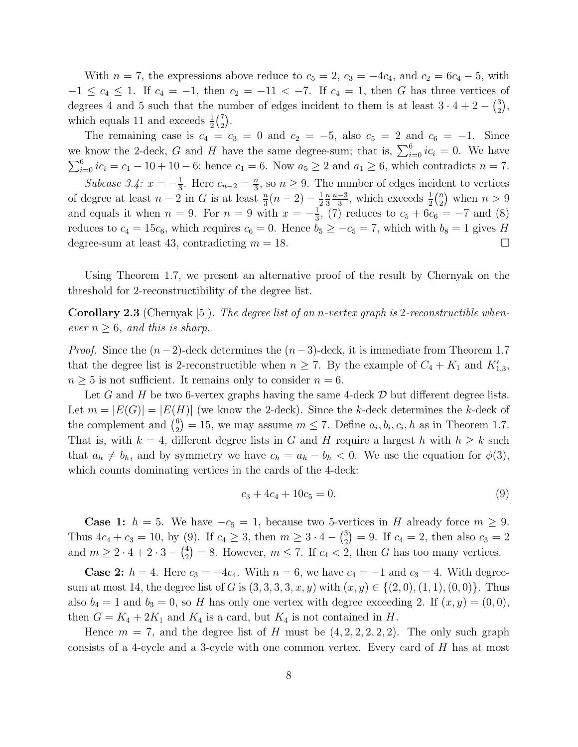With $n = 7$, the expressions above reduce to $c_5 = 2$, $c_3 = -4c_4$, and $c_2 = 6c_4 - 5$, with $-1 \le c_4 \le 1$. If $c_4 = -1$, then $c_2 = -11 < -7$. If $c_4 = 1$, then $G$ has three vertices of degrees 4 and 5 such that the number of edges incident to them is at least $3 \cdot 4 + 2 - \binom{3}{2}$, which equals 11 and exceeds $\frac{1}{2}\binom{7}{2}$.

The remaining case is $c_4 = c_3 = 0$ and $c_2 = -5$, also $c_5 = 2$ and $c_6 = -1$. Since we know the 2-deck, $G$ and $H$ have the same degree-sum; that is, $\sum_{i=0}^{6} ic_i = 0$. We have $\sum_{i=0}^{6} ic_i = c_1 - 10 + 10 - 6$; hence $c_1 = 6$. Now $a_5 \ge 2$ and $a_1 \ge 6$, which contradicts $n = 7$.

*Subcase 3.4:* $x = -\frac{1}{3}$. Here $c_{n-2} = \frac{n}{3}$, so $n \ge 9$. The number of edges incident to vertices of degree at least $n-2$ in $G$ is at least $\frac{n}{3}(n-2) - \frac{1}{2}\frac{n}{3}\frac{n-3}{3}$, which exceeds $\frac{1}{2}\binom{n}{2}$ when $n > 9$ and equals it when $n = 9$. For $n = 9$ with $x = -\frac{1}{3}$, (7) reduces to $c_5 + 6c_6 = -7$ and (8) reduces to $c_4 = 15c_6$, which requires $c_6 = 0$. Hence $b_5 \ge -c_5 = 7$, which with $b_8 = 1$ gives $H$ degree-sum at least 43, contradicting $m = 18$. $\square$

Using Theorem 1.7, we present an alternative proof of the result by Chernyak on the threshold for 2-reconstructibility of the degree list.

**Corollary 2.3** (Chernyak [5])**.** *The degree list of an $n$-vertex graph is 2-reconstructible whenever $n \ge 6$, and this is sharp.*

*Proof.* Since the $(n-2)$-deck determines the $(n-3)$-deck, it is immediate from Theorem 1.7 that the degree list is 2-reconstructible when $n \ge 7$. By the example of $C_4 + K_1$ and $K'_{1,3}$, $n \ge 5$ is not sufficient. It remains only to consider $n = 6$.

Let $G$ and $H$ be two 6-vertex graphs having the same 4-deck $\mathcal{D}$ but different degree lists. Let $m = |E(G)| = |E(H)|$ (we know the 2-deck). Since the $k$-deck determines the $k$-deck of the complement and $\binom{6}{2} = 15$, we may assume $m \le 7$. Define $a_i, b_i, c_i, h$ as in Theorem 1.7. That is, with $k = 4$, different degree lists in $G$ and $H$ require a largest $h$ with $h \ge k$ such that $a_h \ne b_h$, and by symmetry we have $c_h = a_h - b_h < 0$. We use the equation for $\phi(3)$, which counts dominating vertices in the cards of the 4-deck:

$$c_3 + 4c_4 + 10c_5 = 0. \tag{9}$$

**Case 1:** $h = 5$. We have $-c_5 = 1$, because two 5-vertices in $H$ already force $m \ge 9$. Thus $4c_4 + c_3 = 10$, by (9). If $c_4 \ge 3$, then $m \ge 3 \cdot 4 - \binom{3}{2} = 9$. If $c_4 = 2$, then also $c_3 = 2$ and $m \ge 2 \cdot 4 + 2 \cdot 3 - \binom{4}{2} = 8$. However, $m \le 7$. If $c_4 < 2$, then $G$ has too many vertices.

**Case 2:** $h = 4$. Here $c_3 = -4c_4$. With $n = 6$, we have $c_4 = -1$ and $c_3 = 4$. With degree-sum at most 14, the degree list of $G$ is $(3, 3, 3, 3, x, y)$ with $(x, y) \in \{(2, 0), (1, 1), (0, 0)\}$. Thus also $b_4 = 1$ and $b_3 = 0$, so $H$ has only one vertex with degree exceeding 2. If $(x, y) = (0, 0)$, then $G = K_4 + 2K_1$ and $K_4$ is a card, but $K_4$ is not contained in $H$.

Hence $m = 7$, and the degree list of $H$ must be $(4, 2, 2, 2, 2, 2)$. The only such graph consists of a 4-cycle and a 3-cycle with one common vertex. Every card of $H$ has at most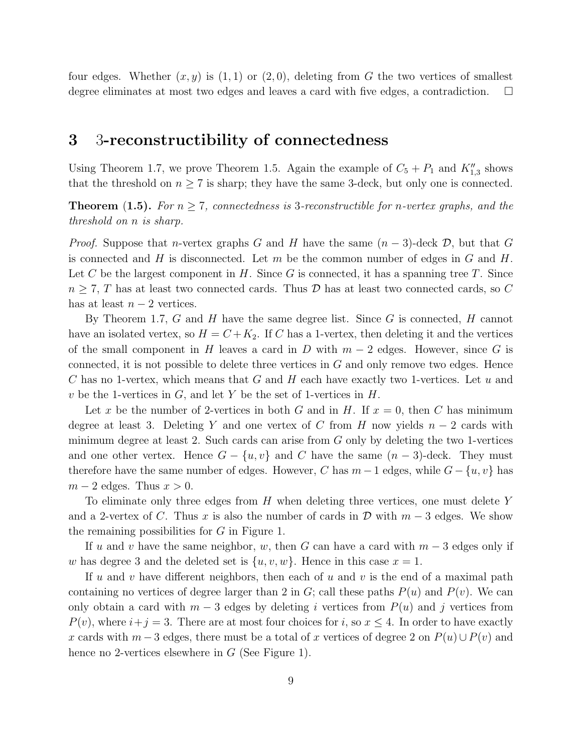four edges. Whether $(x, y)$ is $(1, 1)$ or $(2, 0)$, deleting from $G$ the two vertices of smallest degree eliminates at most two edges and leaves a card with five edges, a contradiction. $\square$

## 3 3-reconstructibility of connectedness

Using Theorem 1.7, we prove Theorem 1.5. Again the example of $C_5 + P_1$ and $K''_{1,3}$ shows that the threshold on $n \geq 7$ is sharp; they have the same 3-deck, but only one is connected.

**Theorem (1.5).** *For $n \geq 7$, connectedness is 3-reconstructible for $n$-vertex graphs, and the threshold on $n$ is sharp.*

*Proof.* Suppose that $n$-vertex graphs $G$ and $H$ have the same $(n-3)$-deck $\mathcal{D}$, but that $G$ is connected and $H$ is disconnected. Let $m$ be the common number of edges in $G$ and $H$. Let $C$ be the largest component in $H$. Since $G$ is connected, it has a spanning tree $T$. Since $n \geq 7$, $T$ has at least two connected cards. Thus $\mathcal{D}$ has at least two connected cards, so $C$ has at least $n - 2$ vertices.

By Theorem 1.7, $G$ and $H$ have the same degree list. Since $G$ is connected, $H$ cannot have an isolated vertex, so $H = C + K_2$. If $C$ has a 1-vertex, then deleting it and the vertices of the small component in $H$ leaves a card in $D$ with $m - 2$ edges. However, since $G$ is connected, it is not possible to delete three vertices in $G$ and only remove two edges. Hence $C$ has no 1-vertex, which means that $G$ and $H$ each have exactly two 1-vertices. Let $u$ and $v$ be the 1-vertices in $G$, and let $Y$ be the set of 1-vertices in $H$.

Let $x$ be the number of 2-vertices in both $G$ and in $H$. If $x = 0$, then $C$ has minimum degree at least 3. Deleting $Y$ and one vertex of $C$ from $H$ now yields $n - 2$ cards with minimum degree at least 2. Such cards can arise from $G$ only by deleting the two 1-vertices and one other vertex. Hence $G - \{u, v\}$ and $C$ have the same $(n-3)$-deck. They must therefore have the same number of edges. However, $C$ has $m - 1$ edges, while $G - \{u, v\}$ has $m - 2$ edges. Thus $x > 0$.

To eliminate only three edges from $H$ when deleting three vertices, one must delete $Y$ and a 2-vertex of $C$. Thus $x$ is also the number of cards in $\mathcal{D}$ with $m - 3$ edges. We show the remaining possibilities for $G$ in Figure 1.

If $u$ and $v$ have the same neighbor, $w$, then $G$ can have a card with $m - 3$ edges only if $w$ has degree 3 and the deleted set is $\{u, v, w\}$. Hence in this case $x = 1$.

If $u$ and $v$ have different neighbors, then each of $u$ and $v$ is the end of a maximal path containing no vertices of degree larger than 2 in $G$; call these paths $P(u)$ and $P(v)$. We can only obtain a card with $m - 3$ edges by deleting $i$ vertices from $P(u)$ and $j$ vertices from $P(v)$, where $i + j = 3$. There are at most four choices for $i$, so $x \leq 4$. In order to have exactly $x$ cards with $m - 3$ edges, there must be a total of $x$ vertices of degree 2 on $P(u) \cup P(v)$ and hence no 2-vertices elsewhere in $G$ (See Figure 1).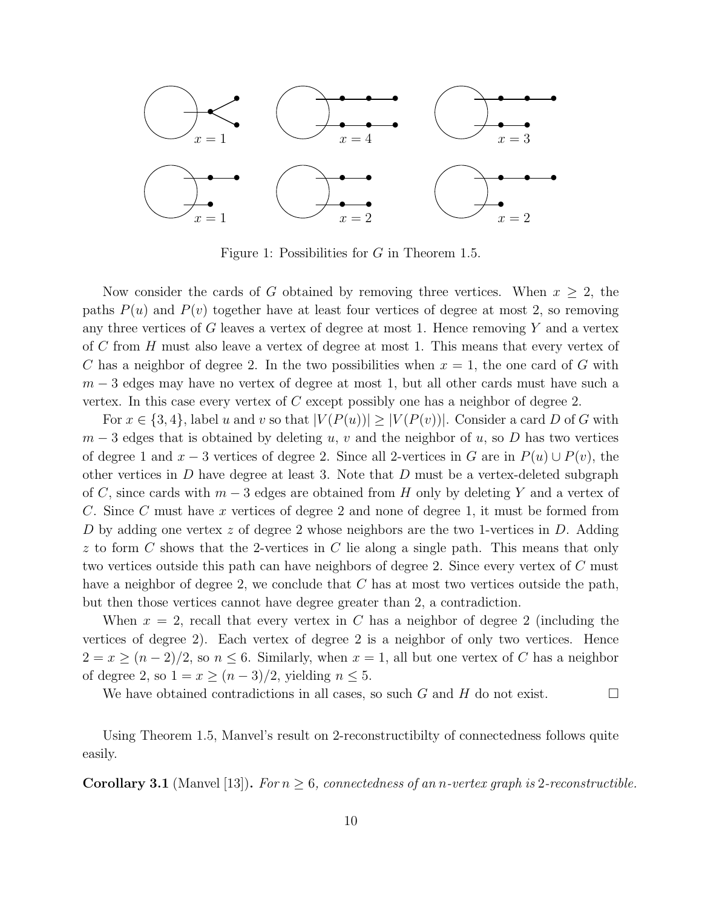Figure 1: Possibilities for $G$ in Theorem 1.5.

Now consider the cards of $G$ obtained by removing three vertices. When $x \geq 2$, the paths $P(u)$ and $P(v)$ together have at least four vertices of degree at most 2, so removing any three vertices of $G$ leaves a vertex of degree at most 1. Hence removing $Y$ and a vertex of $C$ from $H$ must also leave a vertex of degree at most 1. This means that every vertex of $C$ has a neighbor of degree 2. In the two possibilities when $x = 1$, the one card of $G$ with $m - 3$ edges may have no vertex of degree at most 1, but all other cards must have such a vertex. In this case every vertex of $C$ except possibly one has a neighbor of degree 2.

For $x \in \{3, 4\}$, label $u$ and $v$ so that $|V(P(u))| \geq |V(P(v))|$. Consider a card $D$ of $G$ with $m - 3$ edges that is obtained by deleting $u$, $v$ and the neighbor of $u$, so $D$ has two vertices of degree 1 and $x - 3$ vertices of degree 2. Since all 2-vertices in $G$ are in $P(u) \cup P(v)$, the other vertices in $D$ have degree at least 3. Note that $D$ must be a vertex-deleted subgraph of $C$, since cards with $m - 3$ edges are obtained from $H$ only by deleting $Y$ and a vertex of $C$. Since $C$ must have $x$ vertices of degree 2 and none of degree 1, it must be formed from $D$ by adding one vertex $z$ of degree 2 whose neighbors are the two 1-vertices in $D$. Adding $z$ to form $C$ shows that the 2-vertices in $C$ lie along a single path. This means that only two vertices outside this path can have neighbors of degree 2. Since every vertex of $C$ must have a neighbor of degree 2, we conclude that $C$ has at most two vertices outside the path, but then those vertices cannot have degree greater than 2, a contradiction.

When $x = 2$, recall that every vertex in $C$ has a neighbor of degree 2 (including the vertices of degree 2). Each vertex of degree 2 is a neighbor of only two vertices. Hence $2 = x \geq (n - 2)/2$, so $n \leq 6$. Similarly, when $x = 1$, all but one vertex of $C$ has a neighbor of degree 2, so $1 = x \geq (n - 3)/2$, yielding $n \leq 5$.

We have obtained contradictions in all cases, so such $G$ and $H$ do not exist. $\square$

Using Theorem 1.5, Manvel's result on 2-reconstructibilty of connectedness follows quite easily.

**Corollary 3.1** (Manvel [13])**.** *For $n \geq 6$, connectedness of an $n$-vertex graph is 2-reconstructible.*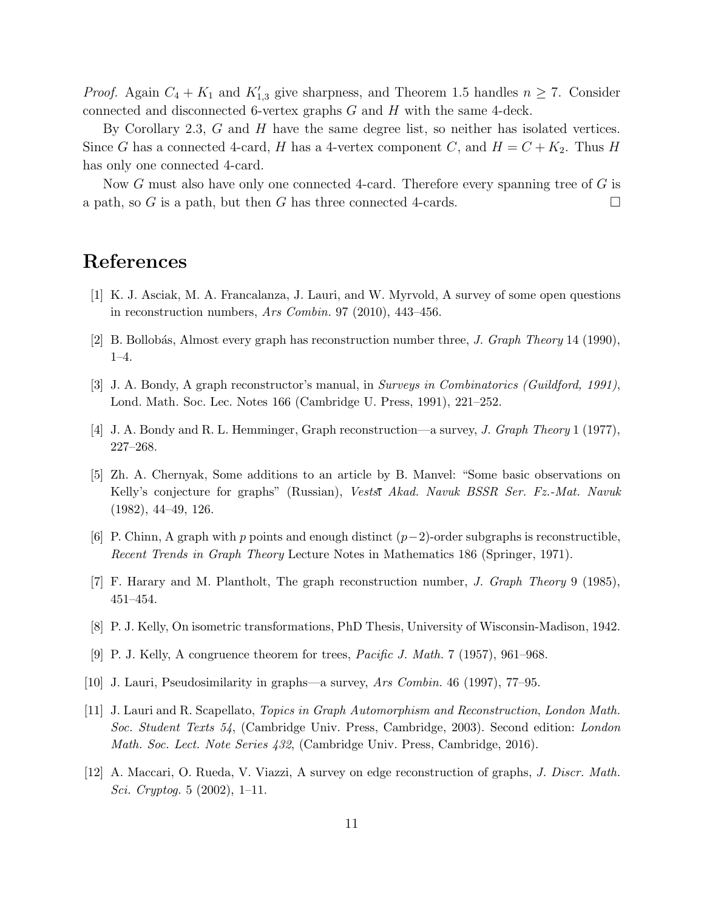*Proof.* Again $C_4 + K_1$ and $K'_{1,3}$ give sharpness, and Theorem 1.5 handles $n \geq 7$. Consider connected and disconnected 6-vertex graphs $G$ and $H$ with the same 4-deck.

By Corollary 2.3, $G$ and $H$ have the same degree list, so neither has isolated vertices. Since $G$ has a connected 4-card, $H$ has a 4-vertex component $C$, and $H = C + K_2$. Thus $H$ has only one connected 4-card.

Now $G$ must also have only one connected 4-card. Therefore every spanning tree of $G$ is a path, so $G$ is a path, but then $G$ has three connected 4-cards. $\square$

# References

[1] K. J. Asciak, M. A. Francalanza, J. Lauri, and W. Myrvold, A survey of some open questions in reconstruction numbers, *Ars Combin.* 97 (2010), 443–456.

[2] B. Bollobás, Almost every graph has reconstruction number three, *J. Graph Theory* 14 (1990), 1–4.

[3] J. A. Bondy, A graph reconstructor's manual, in *Surveys in Combinatorics (Guildford, 1991)*, Lond. Math. Soc. Lec. Notes 166 (Cambridge U. Press, 1991), 221–252.

[4] J. A. Bondy and R. L. Hemminger, Graph reconstruction—a survey, *J. Graph Theory* 1 (1977), 227–268.

[5] Zh. A. Chernyak, Some additions to an article by B. Manvel: "Some basic observations on Kelly's conjecture for graphs" (Russian), *Vestsī Akad. Navuk BSSR Ser. Fz.-Mat. Navuk* (1982), 44–49, 126.

[6] P. Chinn, A graph with $p$ points and enough distinct $(p-2)$-order subgraphs is reconstructible, *Recent Trends in Graph Theory* Lecture Notes in Mathematics 186 (Springer, 1971).

[7] F. Harary and M. Plantholt, The graph reconstruction number, *J. Graph Theory* 9 (1985), 451–454.

[8] P. J. Kelly, On isometric transformations, PhD Thesis, University of Wisconsin-Madison, 1942.

[9] P. J. Kelly, A congruence theorem for trees, *Pacific J. Math.* 7 (1957), 961–968.

[10] J. Lauri, Pseudosimilarity in graphs—a survey, *Ars Combin.* 46 (1997), 77–95.

[11] J. Lauri and R. Scapellato, *Topics in Graph Automorphism and Reconstruction*, *London Math. Soc. Student Texts 54*, (Cambridge Univ. Press, Cambridge, 2003). Second edition: *London Math. Soc. Lect. Note Series 432*, (Cambridge Univ. Press, Cambridge, 2016).

[12] A. Maccari, O. Rueda, V. Viazzi, A survey on edge reconstruction of graphs, *J. Discr. Math. Sci. Cryptog.* 5 (2002), 1–11.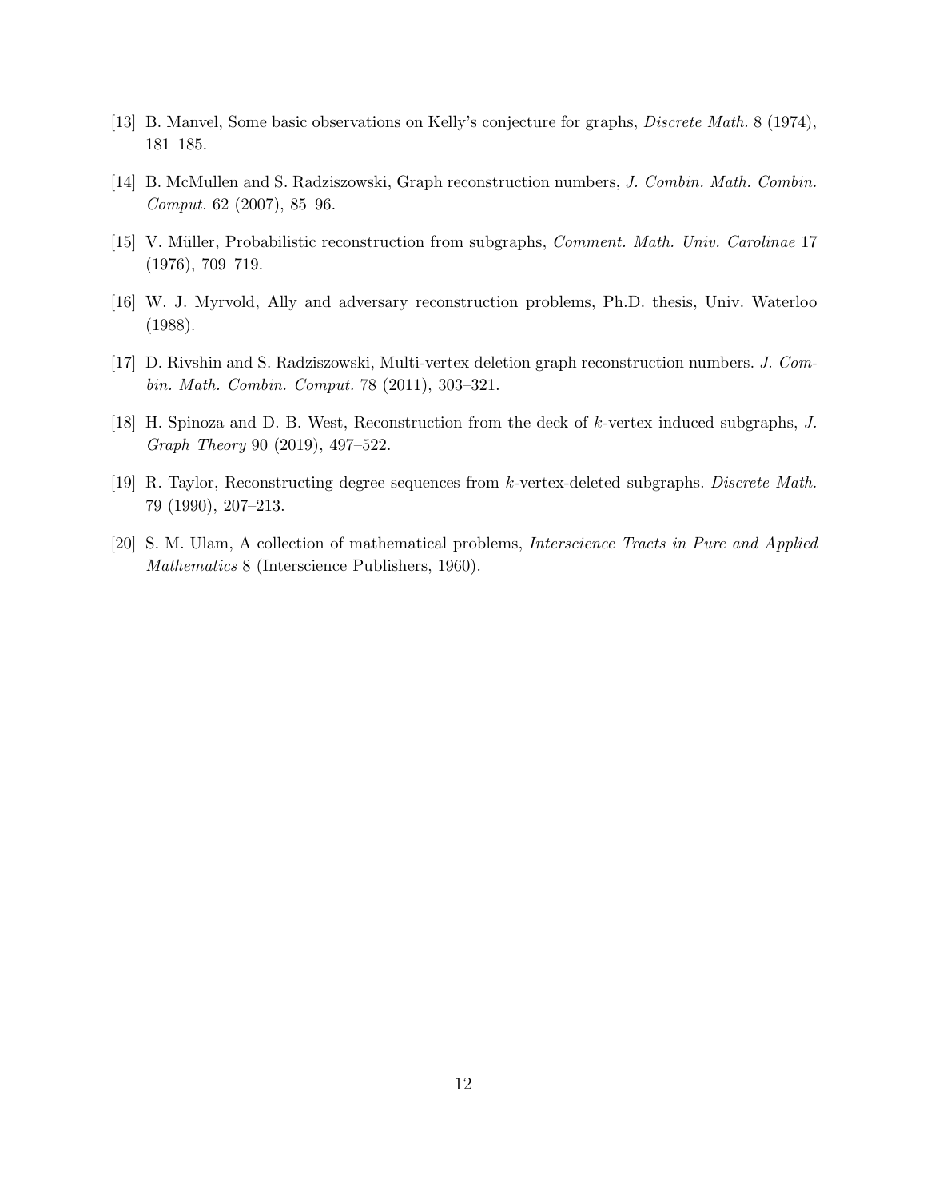[13] B. Manvel, Some basic observations on Kelly's conjecture for graphs, *Discrete Math.* 8 (1974), 181–185.

[14] B. McMullen and S. Radziszowski, Graph reconstruction numbers, *J. Combin. Math. Combin. Comput.* 62 (2007), 85–96.

[15] V. Müller, Probabilistic reconstruction from subgraphs, *Comment. Math. Univ. Carolinae* 17 (1976), 709–719.

[16] W. J. Myrvold, Ally and adversary reconstruction problems, Ph.D. thesis, Univ. Waterloo (1988).

[17] D. Rivshin and S. Radziszowski, Multi-vertex deletion graph reconstruction numbers. *J. Combin. Math. Combin. Comput.* 78 (2011), 303–321.

[18] H. Spinoza and D. B. West, Reconstruction from the deck of $k$-vertex induced subgraphs, *J. Graph Theory* 90 (2019), 497–522.

[19] R. Taylor, Reconstructing degree sequences from $k$-vertex-deleted subgraphs. *Discrete Math.* 79 (1990), 207–213.

[20] S. M. Ulam, A collection of mathematical problems, *Interscience Tracts in Pure and Applied Mathematics* 8 (Interscience Publishers, 1960).